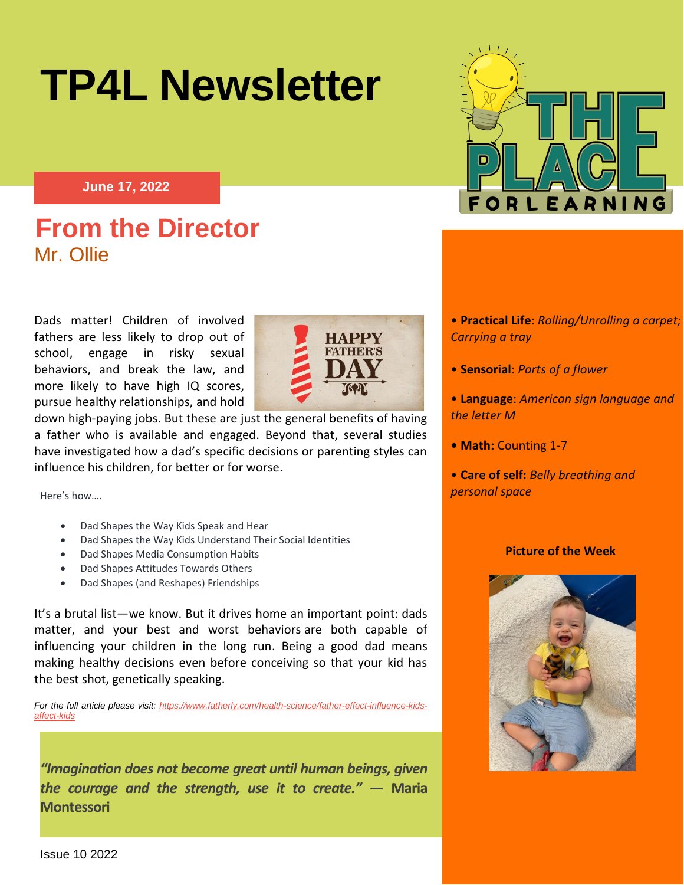# TP4L Newsletter

**June 17, 2022**

## From the Director

### Mr. Ollie

Dads matter! Children of involved fathers are less likely to drop out of school, engage in risky sexual behaviors, and break the law, and more likely to have high IQ scores, pursue healthy relationships, and hold down high-paying jobs. But these are just the general benefits of having a father who is available and engaged. Beyond that, several studies have investigated how a dad's specific decisions or parenting styles can influence his children, for better or for worse.

Here's how….

- Dad Shapes the Way Kids Speak and Hear
- Dad Shapes the Way Kids Understand Their Social Identities
- Dad Shapes Media Consumption Habits
- Dad Shapes Attitudes Towards Others
- Dad Shapes (and Reshapes) Friendships

It's a brutal list—we know. But it drives home an important point: dads matter, and your best and worst behaviors are both capable of influencing your children in the long run. Being a good dad means making healthy decisions even before conceiving so that your kid has the best shot, genetically speaking.

*For the full article please visit: https://www.fatherly.com/health-science/father-effect-influence-kids-affect-kids*

***"Imagination does not become great until human beings, given the courage and the strength, use it to create."*** **— Maria Montessori**

Issue 10 2022

- **Practical Life**: *Rolling/Unrolling a carpet; Carrying a tray*
- **Sensorial**: *Parts of a flower*
- **Language**: *American sign language and the letter M*
- **Math:** Counting 1-7
- **Care of self:** *Belly breathing and personal space*

**Picture of the Week**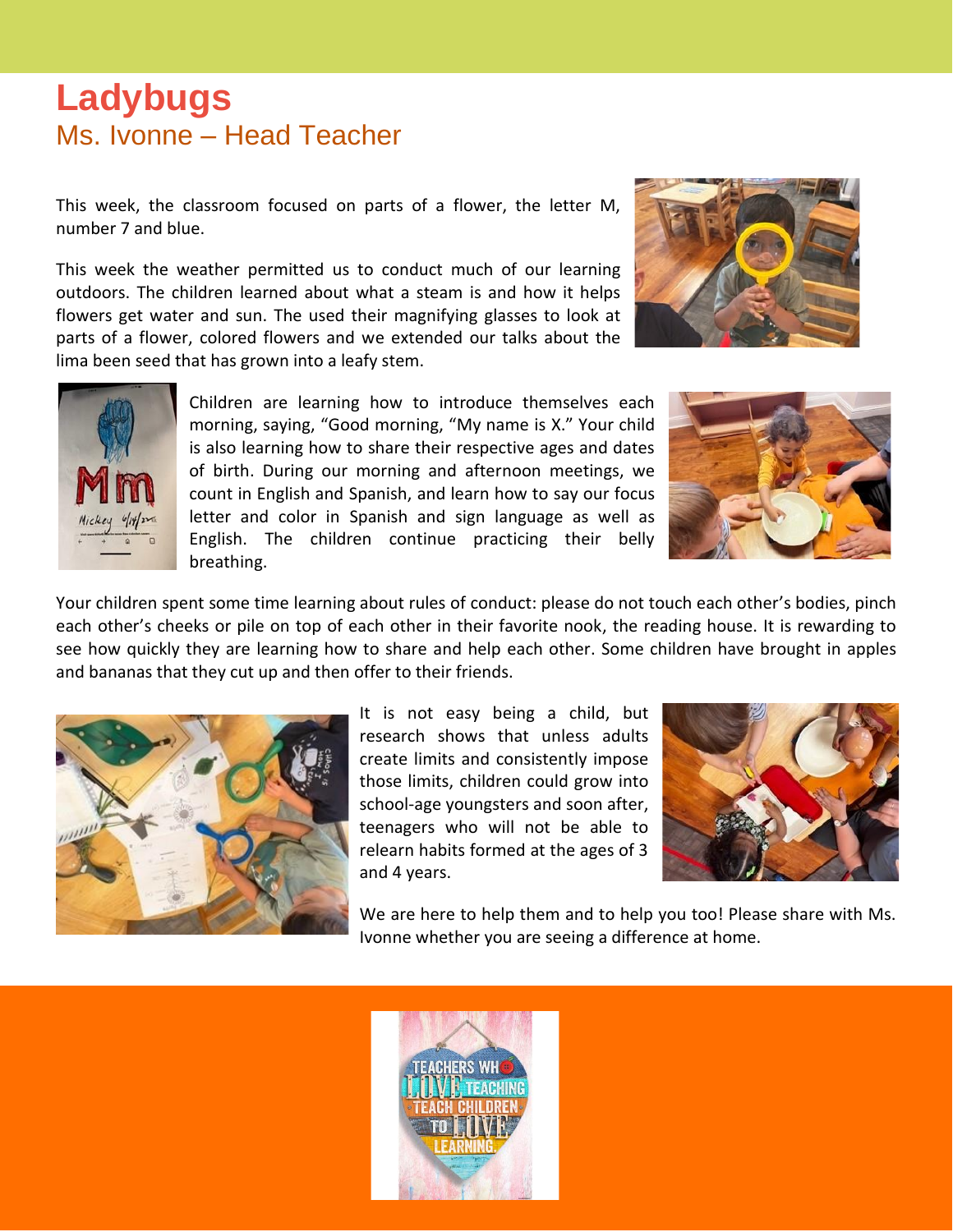# Ladybugs

## Ms. Ivonne – Head Teacher

This week, the classroom focused on parts of a flower, the letter M, number 7 and blue.

This week the weather permitted us to conduct much of our learning outdoors. The children learned about what a steam is and how it helps flowers get water and sun. The used their magnifying glasses to look at parts of a flower, colored flowers and we extended our talks about the lima been seed that has grown into a leafy stem.

Children are learning how to introduce themselves each morning, saying, "Good morning, "My name is X." Your child is also learning how to share their respective ages and dates of birth. During our morning and afternoon meetings, we count in English and Spanish, and learn how to say our focus letter and color in Spanish and sign language as well as English. The children continue practicing their belly breathing.

Your children spent some time learning about rules of conduct: please do not touch each other's bodies, pinch each other's cheeks or pile on top of each other in their favorite nook, the reading house. It is rewarding to see how quickly they are learning how to share and help each other. Some children have brought in apples and bananas that they cut up and then offer to their friends.

It is not easy being a child, but research shows that unless adults create limits and consistently impose those limits, children could grow into school-age youngsters and soon after, teenagers who will not be able to relearn habits formed at the ages of 3 and 4 years.

We are here to help them and to help you too! Please share with Ms. Ivonne whether you are seeing a difference at home.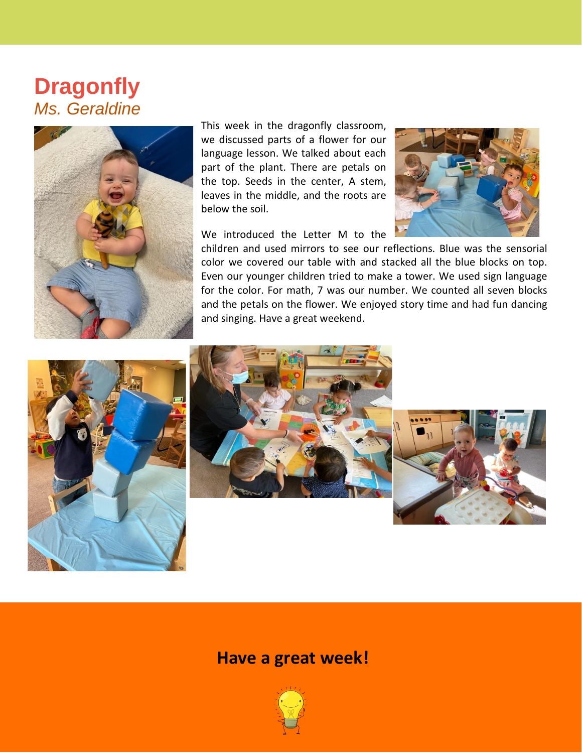# Dragonfly

*Ms. Geraldine*

This week in the dragonfly classroom, we discussed parts of a flower for our language lesson. We talked about each part of the plant. There are petals on the top. Seeds in the center, A stem, leaves in the middle, and the roots are below the soil.

We introduced the Letter M to the children and used mirrors to see our reflections. Blue was the sensorial color we covered our table with and stacked all the blue blocks on top. Even our younger children tried to make a tower. We used sign language for the color. For math, 7 was our number. We counted all seven blocks and the petals on the flower. We enjoyed story time and had fun dancing and singing. Have a great weekend.

**Have a great week!**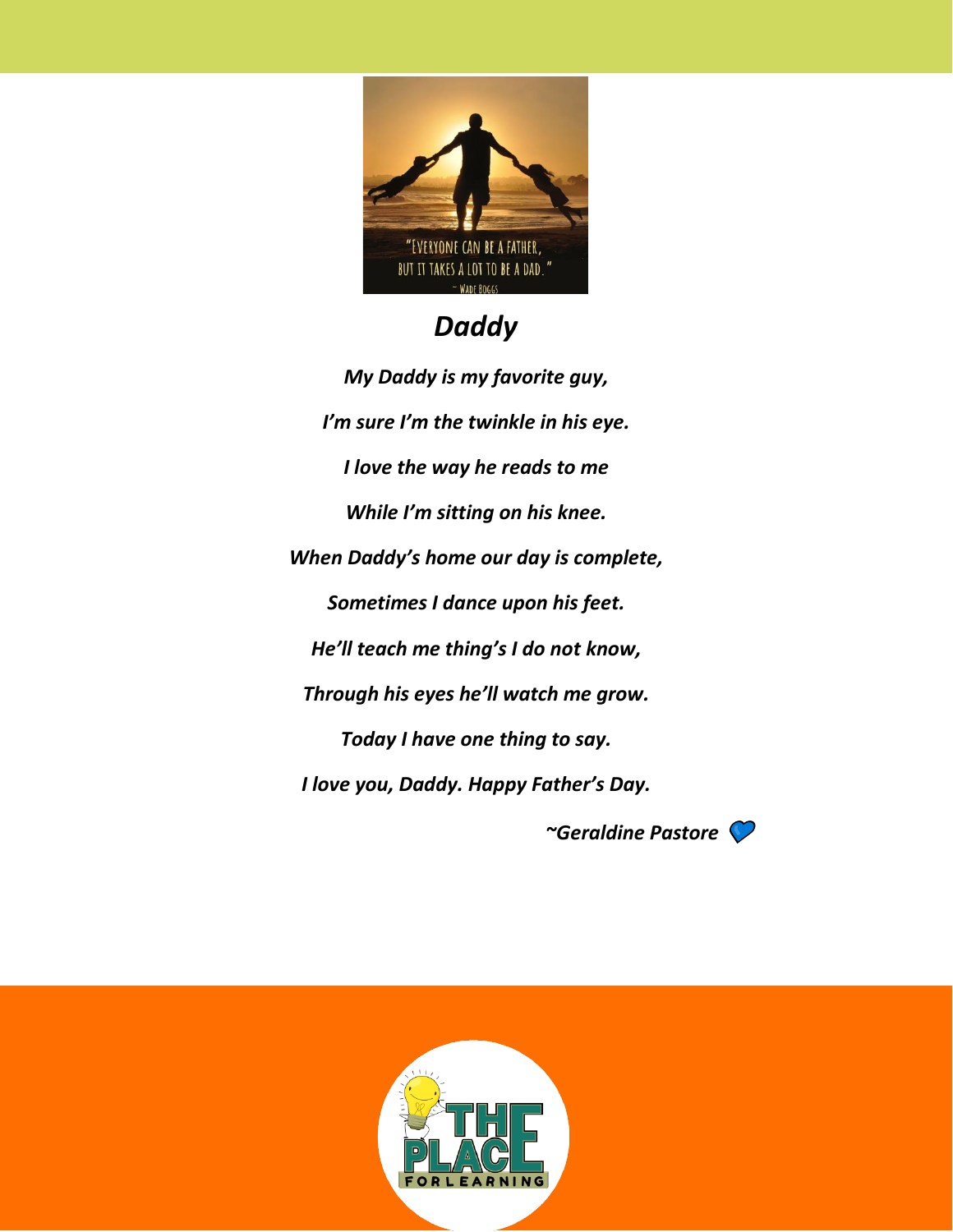"EVERYONE CAN BE A FATHER, BUT IT TAKES A LOT TO BE A DAD." ~ WADE BOGGS

# *Daddy*

***My Daddy is my favorite guy,***

***I'm sure I'm the twinkle in his eye.***

***I love the way he reads to me***

***While I'm sitting on his knee.***

***When Daddy's home our day is complete,***

***Sometimes I dance upon his feet.***

***He'll teach me thing's I do not know,***

***Through his eyes he'll watch me grow.***

***Today I have one thing to say.***

***I love you, Daddy. Happy Father's Day.***

***~Geraldine Pastore***

THE PLACE FOR LEARNING